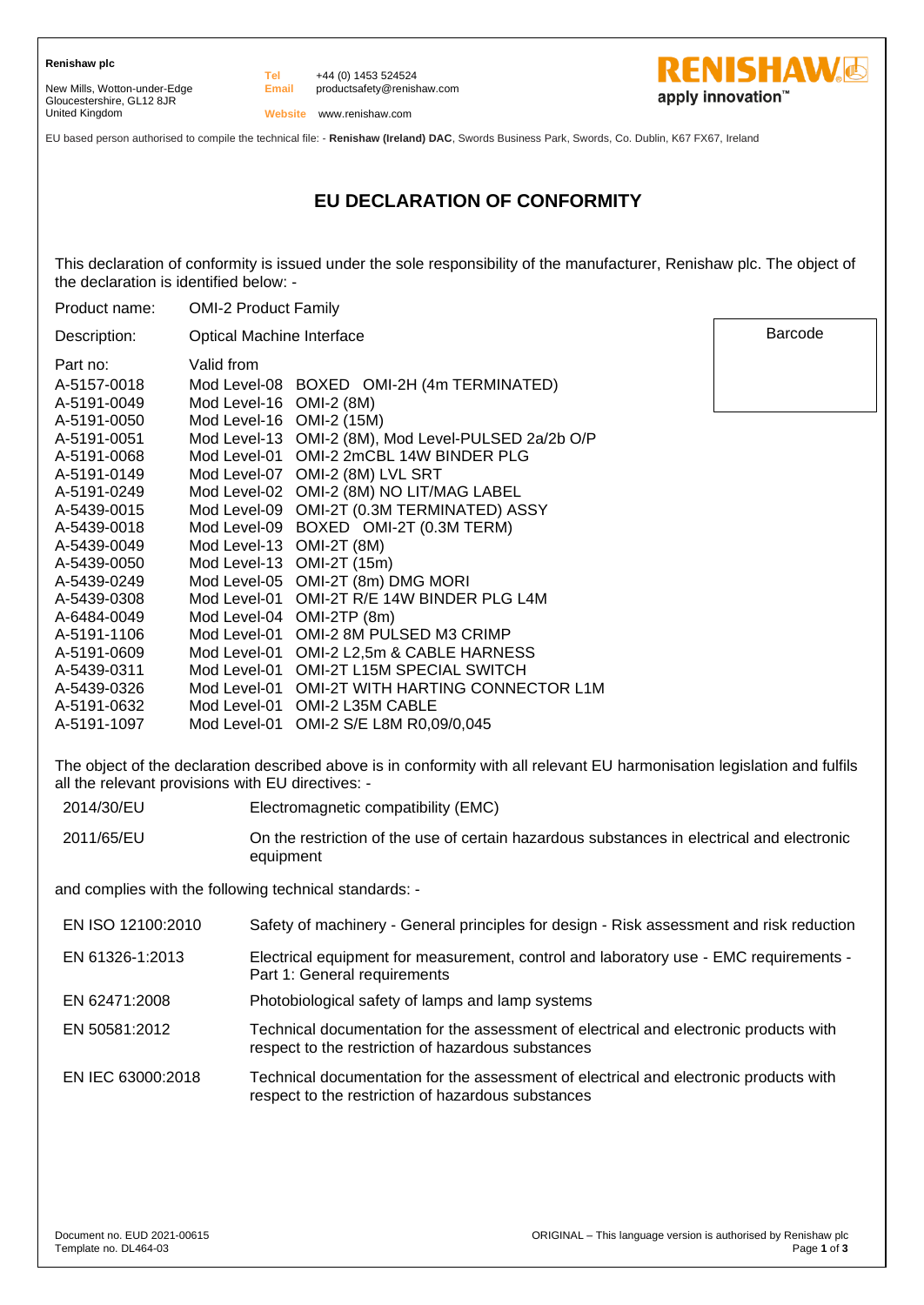**Renishaw plc**

New Mills, Wotton-under-Edge
Gloucestershire, GL12 8JR
United Kingdom

Tel +44 (0) 1453 524524
Email productsafety@renishaw.com
Website www.renishaw.com

RENISHAW apply innovation™

EU based person authorised to compile the technical file: - **Renishaw (Ireland) DAC**, Swords Business Park, Swords, Co. Dublin, K67 FX67, Ireland

# EU DECLARATION OF CONFORMITY

This declaration of conformity is issued under the sole responsibility of the manufacturer, Renishaw plc. The object of the declaration is identified below: -

Product name: OMI-2 Product Family

Description: Optical Machine Interface

Barcode

| Part no: | Valid from | |
|---|---|---|
| A-5157-0018 | Mod Level-08 | BOXED OMI-2H (4m TERMINATED) |
| A-5191-0049 | Mod Level-16 | OMI-2 (8M) |
| A-5191-0050 | Mod Level-16 | OMI-2 (15M) |
| A-5191-0051 | Mod Level-13 | OMI-2 (8M), Mod Level-PULSED 2a/2b O/P |
| A-5191-0068 | Mod Level-01 | OMI-2 2mCBL 14W BINDER PLG |
| A-5191-0149 | Mod Level-07 | OMI-2 (8M) LVL SRT |
| A-5191-0249 | Mod Level-02 | OMI-2 (8M) NO LIT/MAG LABEL |
| A-5439-0015 | Mod Level-09 | OMI-2T (0.3M TERMINATED) ASSY |
| A-5439-0018 | Mod Level-09 | BOXED OMI-2T (0.3M TERM) |
| A-5439-0049 | Mod Level-13 | OMI-2T (8M) |
| A-5439-0050 | Mod Level-13 | OMI-2T (15m) |
| A-5439-0249 | Mod Level-05 | OMI-2T (8m) DMG MORI |
| A-5439-0308 | Mod Level-01 | OMI-2T R/E 14W BINDER PLG L4M |
| A-6484-0049 | Mod Level-04 | OMI-2TP (8m) |
| A-5191-1106 | Mod Level-01 | OMI-2 8M PULSED M3 CRIMP |
| A-5191-0609 | Mod Level-01 | OMI-2 L2,5m & CABLE HARNESS |
| A-5439-0311 | Mod Level-01 | OMI-2T L15M SPECIAL SWITCH |
| A-5439-0326 | Mod Level-01 | OMI-2T WITH HARTING CONNECTOR L1M |
| A-5191-0632 | Mod Level-01 | OMI-2 L35M CABLE |
| A-5191-1097 | Mod Level-01 | OMI-2 S/E L8M R0,09/0,045 |

The object of the declaration described above is in conformity with all relevant EU harmonisation legislation and fulfils all the relevant provisions with EU directives: -

| | |
|---|---|
| 2014/30/EU | Electromagnetic compatibility (EMC) |
| 2011/65/EU | On the restriction of the use of certain hazardous substances in electrical and electronic equipment |

and complies with the following technical standards: -

| | |
|---|---|
| EN ISO 12100:2010 | Safety of machinery - General principles for design - Risk assessment and risk reduction |
| EN 61326-1:2013 | Electrical equipment for measurement, control and laboratory use - EMC requirements - Part 1: General requirements |
| EN 62471:2008 | Photobiological safety of lamps and lamp systems |
| EN 50581:2012 | Technical documentation for the assessment of electrical and electronic products with respect to the restriction of hazardous substances |
| EN IEC 63000:2018 | Technical documentation for the assessment of electrical and electronic products with respect to the restriction of hazardous substances |

Document no. EUD 2021-00615
Template no. DL464-03

ORIGINAL – This language version is authorised by Renishaw plc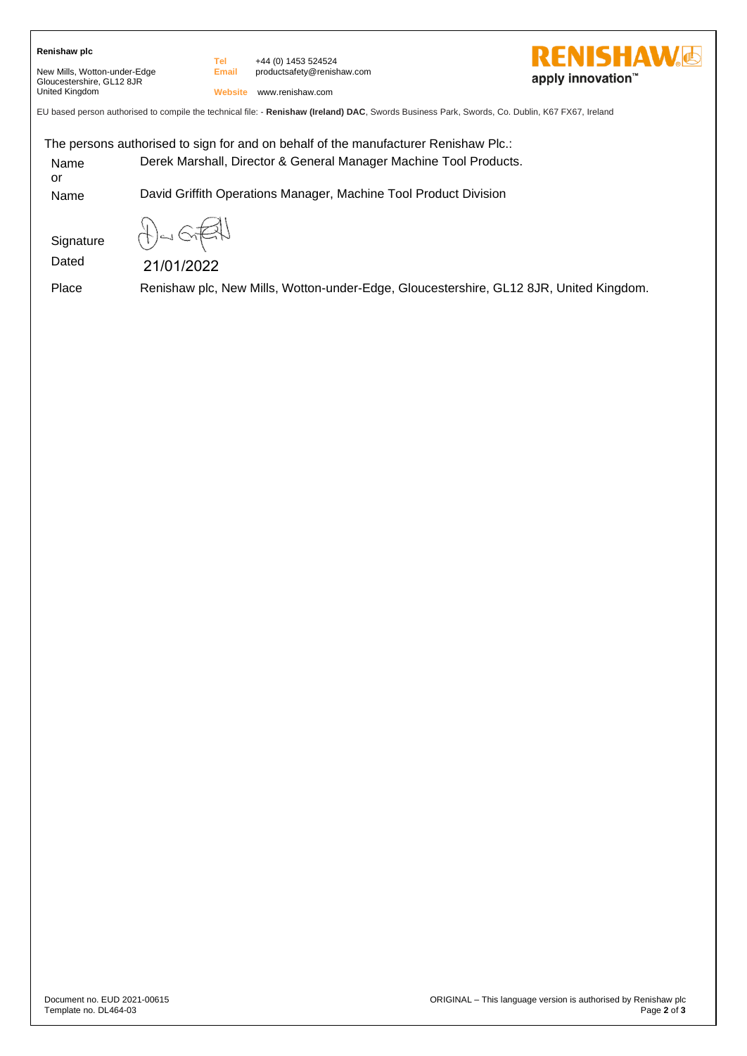**Renishaw plc**

New Mills, Wotton-under-Edge
Gloucestershire, GL12 8JR
United Kingdom

Tel +44 (0) 1453 524524
Email productsafety@renishaw.com
Website www.renishaw.com

RENISHAW
apply innovation™

EU based person authorised to compile the technical file: - **Renishaw (Ireland) DAC**, Swords Business Park, Swords, Co. Dublin, K67 FX67, Ireland

The persons authorised to sign for and on behalf of the manufacturer Renishaw Plc.:

| | |
|---|---|
| Name | Derek Marshall, Director & General Manager Machine Tool Products. |
| or | |
| Name | David Griffith Operations Manager, Machine Tool Product Division |
| Signature | |
| Dated | 21/01/2022 |
| Place | Renishaw plc, New Mills, Wotton-under-Edge, Gloucestershire, GL12 8JR, United Kingdom. |

Document no. EUD 2021-00615
Template no. DL464-03

ORIGINAL – This language version is authorised by Renishaw plc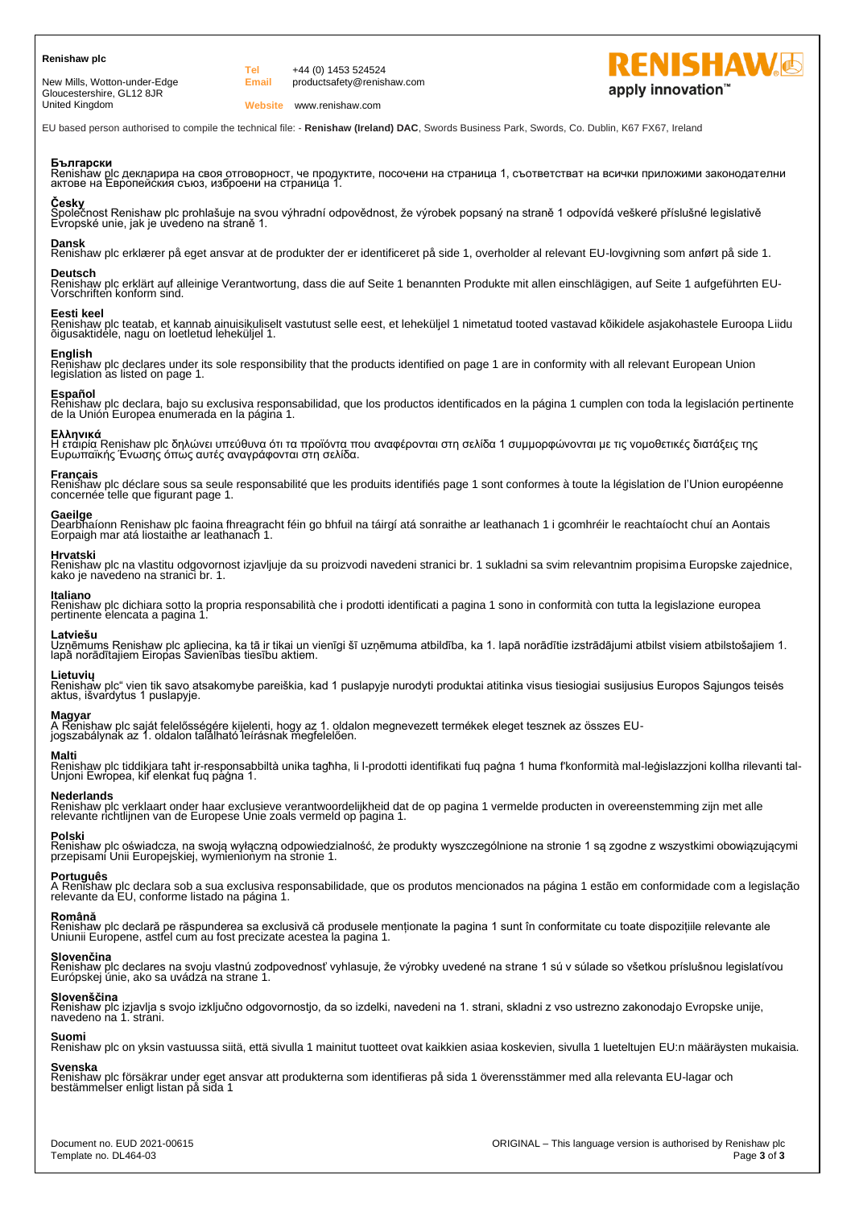**Renishaw plc**

New Mills, Wotton-under-Edge
Gloucestershire, GL12 8JR
United Kingdom

Tel +44 (0) 1453 524524
Email productsafety@renishaw.com
Website www.renishaw.com

RENISHAW apply innovation™

EU based person authorised to compile the technical file: - **Renishaw (Ireland) DAC**, Swords Business Park, Swords, Co. Dublin, K67 FX67, Ireland

**Български**
Renishaw plc декларира на своя отговорност, че продуктите, посочени на страница 1, съответстват на всички приложими законодателни актове на Европейския съюз, изброени на страница 1.

**Česky**
Společnost Renishaw plc prohlašuje na svou výhradní odpovědnost, že výrobek popsaný na straně 1 odpovídá veškeré příslušné legislativě Evropské unie, jak je uvedeno na straně 1.

**Dansk**
Renishaw plc erklærer på eget ansvar at de produkter der er identificeret på side 1, overholder al relevant EU-lovgivning som anført på side 1.

**Deutsch**
Renishaw plc erklärt auf alleinige Verantwortung, dass die auf Seite 1 benannten Produkte mit allen einschlägigen, auf Seite 1 aufgeführten EU-Vorschriften konform sind.

**Eesti keel**
Renishaw plc teatab, et kannab ainuisikuliselt vastutust selle eest, et leheküljel 1 nimetatud tooted vastavad kõikidele asjakohastele Euroopa Liidu õigusaktidele, nagu on loetletud leheküljel 1.

**English**
Renishaw plc declares under its sole responsibility that the products identified on page 1 are in conformity with all relevant European Union legislation as listed on page 1.

**Español**
Renishaw plc declara, bajo su exclusiva responsabilidad, que los productos identificados en la página 1 cumplen con toda la legislación pertinente de la Unión Europea enumerada en la página 1.

**Ελληνικά**
Η εταιρία Renishaw plc δηλώνει υπεύθυνα ότι τα προϊόντα που αναφέρονται στη σελίδα 1 συμμορφώνονται με τις νομοθετικές διατάξεις της Ευρωπαϊκής Ένωσης όπως αυτές αναγράφονται στη σελίδα.

**Français**
Renishaw plc déclare sous sa seule responsabilité que les produits identifiés page 1 sont conformes à toute la législation de l'Union européenne concernée telle que figurant page 1.

**Gaeilge**
Dearbhaíonn Renishaw plc faoina fhreagracht féin go bhfuil na táirgí atá sonraithe ar leathanach 1 i gcomhréir le reachtaíocht chuí an Aontais Eorpaigh mar atá liostaithe ar leathanach 1.

**Hrvatski**
Renishaw plc na vlastitu odgovornost izjavljuje da su proizvodi navedeni stranici br. 1 sukladni sa svim relevantnim propisima Europske zajednice, kako je navedeno na stranici br. 1.

**Italiano**
Renishaw plc dichiara sotto la propria responsabilità che i prodotti identificati a pagina 1 sono in conformità con tutta la legislazione europea pertinente elencata a pagina 1.

**Latviešu**
Uzņēmums Renishaw plc apliecina, ka tā ir tikai un vienīgi šī uzņēmuma atbildība, ka 1. lapā norādītie izstrādājumi atbilst visiem atbilstošajiem 1. lapā norādītajiem Eiropas Savienības tiesību aktiem.

**Lietuvių**
Renishaw plc" vien tik savo atsakomybe pareiškia, kad 1 puslapyje nurodyti produktai atitinka visus tiesiogiai susijusius Europos Sąjungos teisės aktus, išvardytus 1 puslapyje.

**Magyar**
A Renishaw plc saját felelősségére kijelenti, hogy az 1. oldalon megnevezett termékek eleget tesznek az összes EU-jogszabálynak az 1. oldalon található leírásnak megfelelően.

**Malti**
Renishaw plc tiddikjara taħt ir-responsabbiltà unika tagħha, li l-prodotti identifikati fuq paġna 1 huma f'konformità mal-leġislazzjoni kollha rilevanti tal-Unjoni Ewropea, kif elenkat fuq paġna 1.

**Nederlands**
Renishaw plc verklaart onder haar exclusieve verantwoordelijkheid dat de op pagina 1 vermelde producten in overeenstemming zijn met alle relevante richtlijnen van de Europese Unie zoals vermeld op pagina 1.

**Polski**
Renishaw plc oświadcza, na swoją wyłączną odpowiedzialność, że produkty wyszczególnione na stronie 1 są zgodne z wszystkimi obowiązującymi przepisami Unii Europejskiej, wymienionym na stronie 1.

**Português**
A Renishaw plc declara sob a sua exclusiva responsabilidade, que os produtos mencionados na página 1 estão em conformidade com a legislação relevante da EU, conforme listado na página 1.

**Română**
Renishaw plc declară pe răspunderea sa exclusivă că produsele menționate la pagina 1 sunt în conformitate cu toate dispozițiile relevante ale Uniunii Europene, astfel cum au fost precizate acestea la pagina 1.

**Slovenčina**
Renishaw plc declares na svoju vlastnú zodpovednosť vyhlasuje, že výrobky uvedené na strane 1 sú v súlade so všetkou príslušnou legislatívou Európskej únie, ako sa uvádza na strane 1.

**Slovenščina**
Renishaw plc izjavlja s svojo izključno odgovornostjo, da so izdelki, navedeni na 1. strani, skladni z vso ustrezno zakonodajo Evropske unije, navedeno na 1. strani.

**Suomi**
Renishaw plc on yksin vastuussa siitä, että sivulla 1 mainitut tuotteet ovat kaikkien asiaa koskevien, sivulla 1 lueteltujen EU:n määräysten mukaisia.

**Svenska**
Renishaw plc försäkrar under eget ansvar att produkterna som identifieras på sida 1 överensstämmer med alla relevanta EU-lagar och bestämmelser enligt listan på sida 1

Document no. EUD 2021-00615
Template no. DL464-03

ORIGINAL – This language version is authorised by Renishaw plc